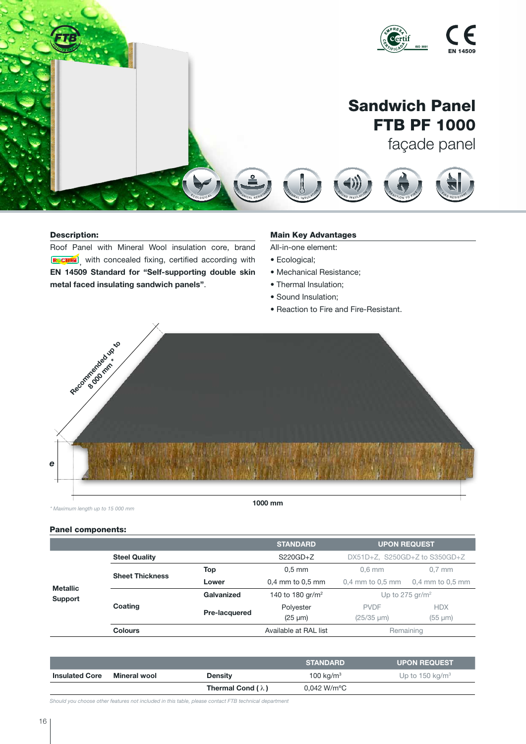EN 14509

# Sandwich Panel FTB PF 1000

façade panel

ECOLOGICAL · MECHANICAL RESISTANCE · THERMAL INSULATION · SOUND INSULATION · REACTION TO FIRE · FIRE-RESISTANT

### Description:

Roof Panel with Mineral Wool insulation core, brand ROCTERM, with concealed fixing, certified according with **EN 14509 Standard for "Self-supporting double skin metal faced insulating sandwich panels"**.

### Main Key Advantages

All-in-one element:

- Ecological;
- Mechanical Resistance;
- Thermal Insulation;
- Sound Insulation;
- Reaction to Fire and Fire-Resistant.

Recommended up to 8 000 mm *

e

1000 mm

*\* Maximum length up to 15 000 mm*

### Panel components:

| | | | STANDARD | UPON REQUEST | |
|---|---|---|---|---|---|
| Metallic Support | Steel Quality | | S220GD+Z | DX51D+Z, S250GD+Z to S350GD+Z | |
| | Sheet Thickness | Top | 0,5 mm | 0,6 mm | 0,7 mm |
| | | Lower | 0,4 mm to 0,5 mm | 0,4 mm to 0,5 mm | 0,4 mm to 0,5 mm |
| | Coating | Galvanized | 140 to 180 gr/m² | Up to 275 gr/m² | |
| | | Pre-lacquered | Polyester (25 µm) | PVDF (25/35 µm) | HDX (55 µm) |
| | Colours | | Available at RAL list | Remaining | |

| | | | STANDARD | UPON REQUEST |
|---|---|---|---|---|
| Insulated Core | Mineral wool | Density | 100 kg/m³ | Up to 150 kg/m³ |
| | | Thermal Cond ( $\lambda$ ) | 0,042 W/m°C | |

*Should you choose other features not included in this table, please contact FTB technical department*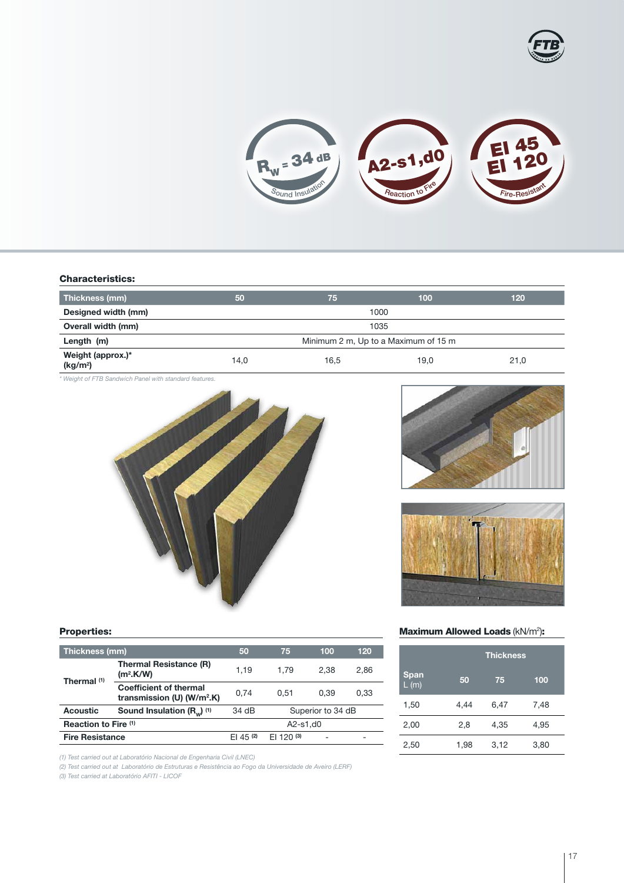$R_W$ = 34 dB Sound Insulation

A2-s1,d0 Reaction to Fire

EI 45 EI 120 Fire-Resistant

**Characteristics:**

| Thickness (mm) | 50 | 75 | 100 | 120 |
|---|---|---|---|---|
| Designed width (mm) | 1000 | | | |
| Overall width (mm) | 1035 | | | |
| Length (m) | Minimum 2 m, Up to a Maximum of 15 m | | | |
| Weight (approx.)* (kg/m²) | 14,0 | 16,5 | 19,0 | 21,0 |

*\* Weight of FTB Sandwich Panel with standard features.*

**Properties:**

| Thickness (mm) | | 50 | 75 | 100 | 120 |
|---|---|---|---|---|---|
| Thermal [1] | Thermal Resistance (R) (m².K/W) | 1,19 | 1,79 | 2,38 | 2,86 |
| | Coefficient of thermal transmission (U) (W/m².K) | 0,74 | 0,51 | 0,39 | 0,33 |
| Acoustic | Sound Insulation ($R_w$) [1] | 34 dB | Superior to 34 dB | | |
| Reaction to Fire [1] | | A2-s1,d0 | | | |
| Fire Resistance | | EI 45 [2] | EI 120 [3] | - | - |

*(1) Test carried out at Laboratório Nacional de Engenharia Civil (LNEC)*
*(2) Test carried out at Laboratório de Estruturas e Resistência ao Fogo da Universidade de Aveiro (LERF)*
*(3) Test carried at Laboratório AFITI - LICOF*

**Maximum Allowed Loads** (kN/m²)**:**

| Span L (m) | Thickness 50 | 75 | 100 |
|---|---|---|---|
| 1,50 | 4,44 | 6,47 | 7,48 |
| 2,00 | 2,8 | 4,35 | 4,95 |
| 2,50 | 1,98 | 3,12 | 3,80 |